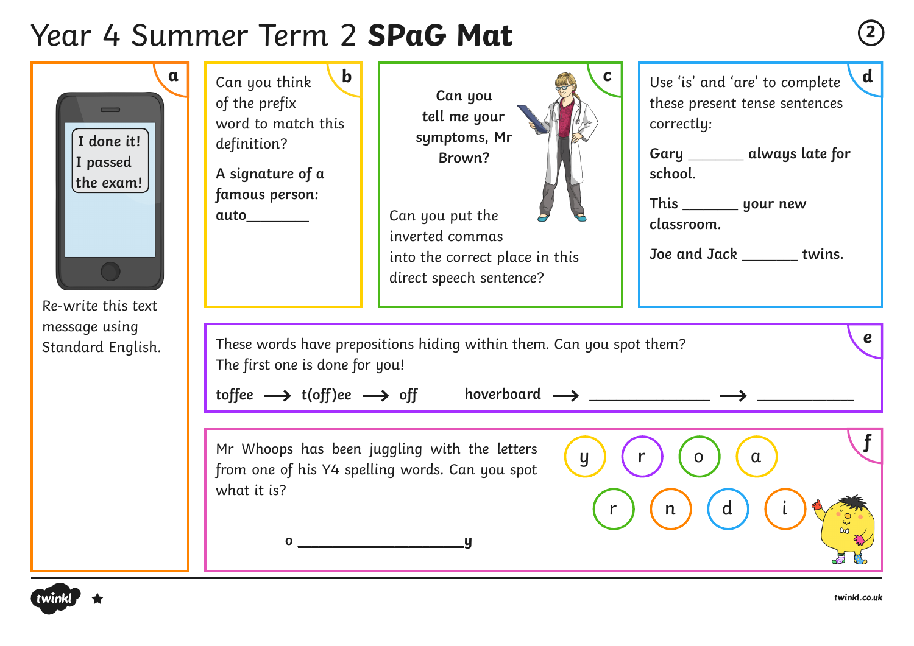# Year 4 Summer Term 2 **SPaG Mat**

## a

I done it! I passed the exam!

Re-write this text message using Standard English.

## b

Can you think of the prefix word to match this definition?

**A signature of a famous person:**

**auto________**

## c

**Can you tell me your symptoms, Mr Brown?**

Can you put the inverted commas into the correct place in this direct speech sentence?

## d

Use 'is' and 'are' to complete these present tense sentences correctly:

**Gary _______ always late for school.**

**This _______ your new classroom.**

**Joe and Jack _______ twins.**

## e

These words have prepositions hiding within them. Can you spot them? The first one is done for you!

**toffee** ⟶ **t(off)ee** ⟶ **off**

**hoverboard** ⟶ _______________ ⟶ _______________

## f

Mr Whoops has been juggling with the letters from one of his Y4 spelling words. Can you spot what it is?

y r o a r n d i

**o ____________________y**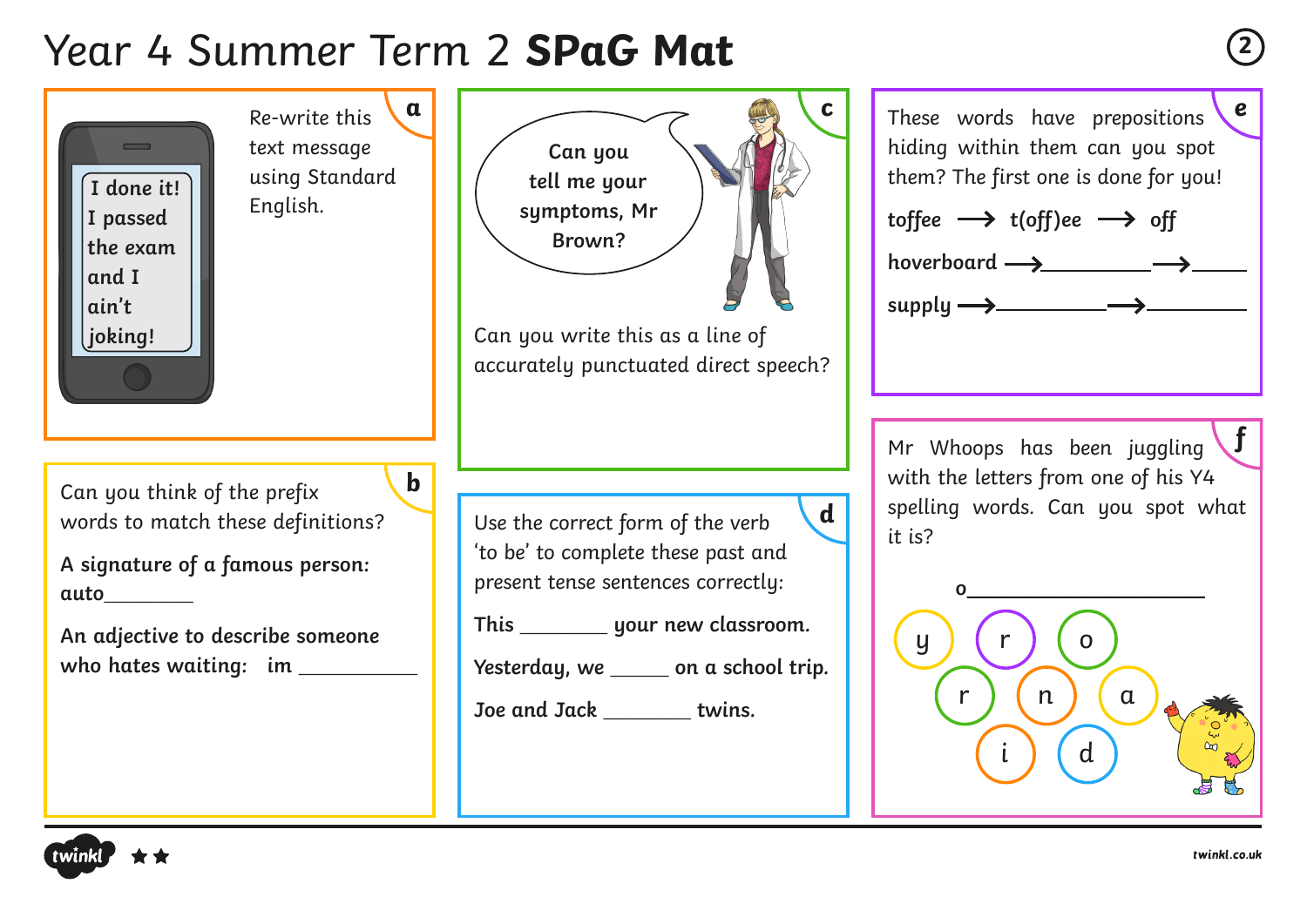# Year 4 Summer Term 2 **SPaG Mat**

## a

Re-write this text message using Standard English.

I done it!
I passed the exam and I ain't joking!

## b

Can you think of the prefix words to match these definitions?

**A signature of a famous person:** auto________

**An adjective to describe someone who hates waiting:** im ___________

## c

**Can you tell me your symptoms, Mr Brown?**

Can you write this as a line of accurately punctuated direct speech?

## d

Use the correct form of the verb 'to be' to complete these past and present tense sentences correctly:

**This ________ your new classroom.**

**Yesterday, we ______ on a school trip.**

**Joe and Jack ________ twins.**

## e

These words have prepositions hiding within them can you spot them? The first one is done for you!

**toffee** ⟶ **t(off)ee** ⟶ **off**

**hoverboard** ⟶__________⟶_____

**supply** ⟶__________⟶_________

## f

Mr Whoops has been juggling with the letters from one of his Y4 spelling words. Can you spot what it is?

o_______________________

y r o r n a i d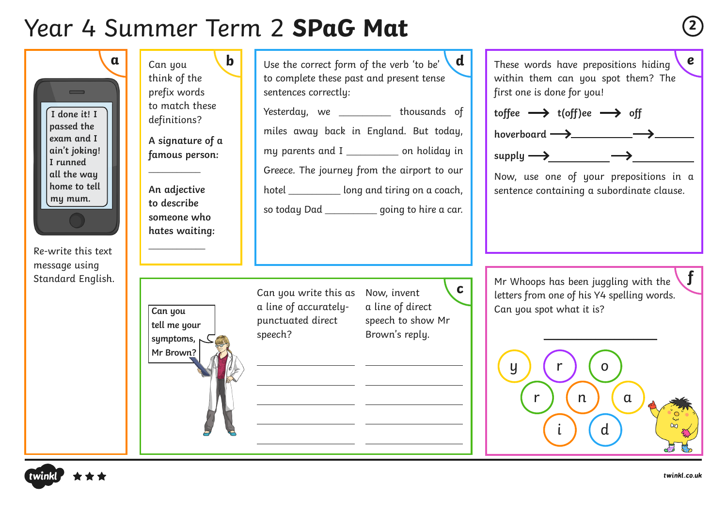# Year 4 Summer Term 2 **SPaG Mat**

## a

I done it! I passed the exam and I ain't joking! I runned all the way home to tell my mum.

Re-write this text message using Standard English.

## b

Can you think of the prefix words to match these definitions?

**A signature of a famous person:**

__________

**An adjective to describe someone who hates waiting:**

__________

## d

Use the correct form of the verb 'to be' to complete these past and present tense sentences correctly:

Yesterday, we __________ thousands of miles away back in England. But today, my parents and I __________ on holiday in Greece. The journey from the airport to our hotel __________ long and tiring on a coach, so today Dad __________ going to hire a car.

## e

These words have prepositions hiding within them can you spot them? The first one is done for you!

**toffee** ⟶ **t(off)ee** ⟶ **off**

**hoverboard** ⟶ __________ ⟶ __________

**supply** ⟶ __________ ⟶ __________

Now, use one of your prepositions in a sentence containing a subordinate clause.

## c

Can you tell me your symptoms, Mr Brown?

Can you write this as a line of accurately-punctuated direct speech?

__________

__________

__________

__________

__________

Now, invent a line of direct speech to show Mr Brown's reply.

__________

__________

__________

__________

__________

## f

Mr Whoops has been juggling with the letters from one of his Y4 spelling words. Can you spot what it is?

__________________

y r o r n a i d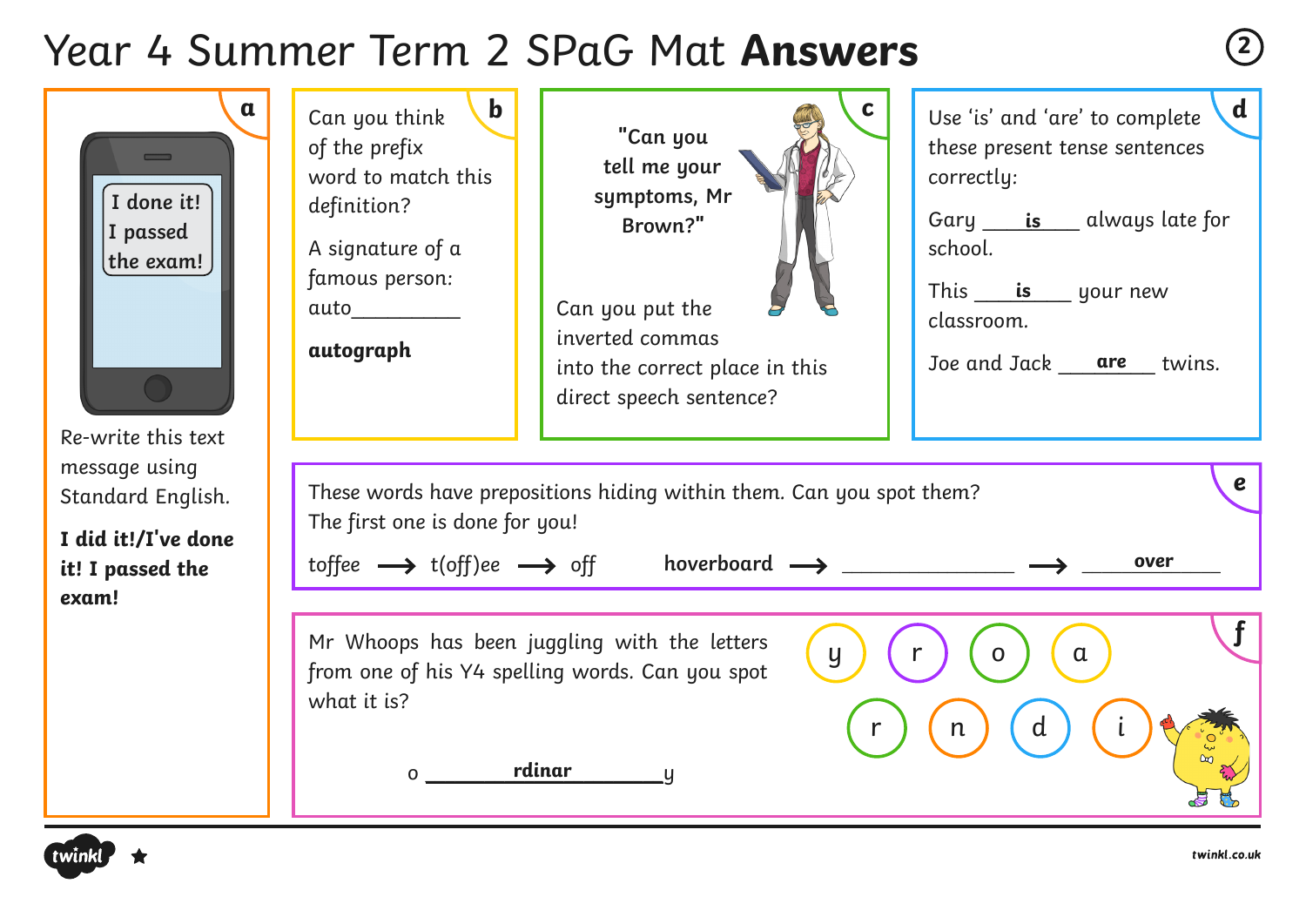# Year 4 Summer Term 2 SPaG Mat **Answers**

## a

I done it! I passed the exam!

Re-write this text message using Standard English.

**I did it!/I've done it! I passed the exam!**

## b

Can you think of the prefix word to match this definition?

A signature of a famous person: auto__________

**autograph**

## c

"Can you tell me your symptoms, Mr Brown?"

Can you put the inverted commas into the correct place in this direct speech sentence?

## d

Use 'is' and 'are' to complete these present tense sentences correctly:

Gary **is** always late for school.

This **is** your new classroom.

Joe and Jack **are** twins.

## e

These words have prepositions hiding within them. Can you spot them? The first one is done for you!

toffee ⟶ t(off)ee ⟶ off

**hoverboard** ⟶ ______________ ⟶ **over**

## f

Mr Whoops has been juggling with the letters from one of his Y4 spelling words. Can you spot what it is?

y r o a r n d i

o **rdinar** y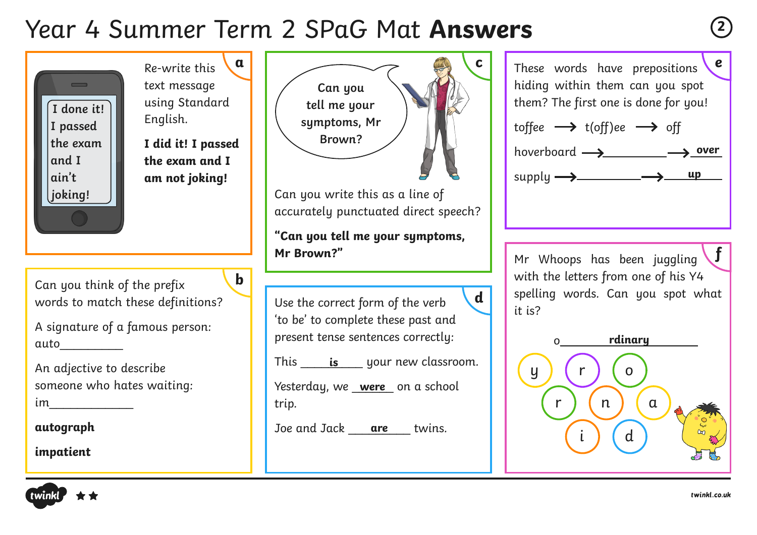# Year 4 Summer Term 2 SPaG Mat **Answers**

## a

I done it! I passed the exam and I ain't joking!

Re-write this text message using Standard English.

**I did it! I passed the exam and I am not joking!**

## b

Can you think of the prefix words to match these definitions?

A signature of a famous person: auto__________

An adjective to describe someone who hates waiting: im_____________

**autograph**

**impatient**

## c

Can you tell me your symptoms, Mr Brown?

Can you write this as a line of accurately punctuated direct speech?

**"Can you tell me your symptoms, Mr Brown?"**

## d

Use the correct form of the verb 'to be' to complete these past and present tense sentences correctly:

This **is** your new classroom.

Yesterday, we **were** on a school trip.

Joe and Jack **are** twins.

## e

These words have prepositions hiding within them can you spot them? The first one is done for you!

toffee ⟶ t(off)ee ⟶ off

hoverboard ⟶ __________ ⟶ **over**

supply ⟶ __________ ⟶ **up**

## f

Mr Whoops has been juggling with the letters from one of his Y4 spelling words. Can you spot what it is?

o **rdinary**

y r o r n a i d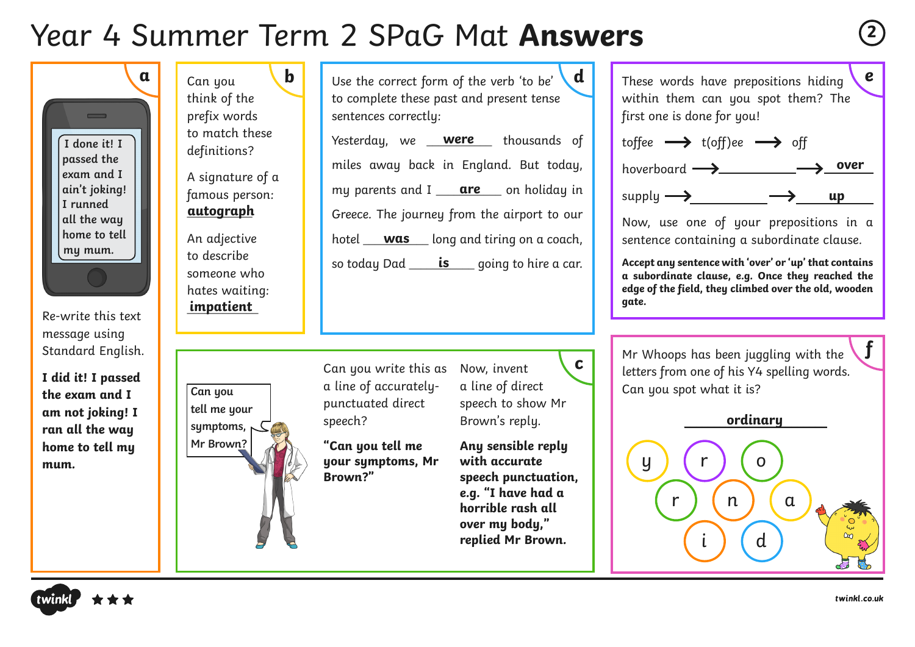# Year 4 Summer Term 2 SPaG Mat **Answers**

## a

I done it! I passed the exam and I ain't joking! I runned all the way home to tell my mum.

Re-write this text message using Standard English.

**I did it! I passed the exam and I am not joking! I ran all the way home to tell my mum.**

## b

Can you think of the prefix words to match these definitions?

A signature of a famous person: **autograph**

An adjective to describe someone who hates waiting: **impatient**

## d

Use the correct form of the verb 'to be' to complete these past and present tense sentences correctly:

Yesterday, we **were** thousands of miles away back in England. But today, my parents and I **are** on holiday in Greece. The journey from the airport to our hotel **was** long and tiring on a coach, so today Dad **is** going to hire a car.

## e

These words have prepositions hiding within them can you spot them? The first one is done for you!

toffee → t(off)ee → off

hoverboard → ________ → **over**

supply → ________ → **up**

Now, use one of your prepositions in a sentence containing a subordinate clause.

**Accept any sentence with 'over' or 'up' that contains a subordinate clause, e.g. Once they reached the edge of the field, they climbed over the old, wooden gate.**

## c

Can you tell me your symptoms, Mr Brown?

Can you write this as a line of accurately-punctuated direct speech?

**"Can you tell me your symptoms, Mr Brown?"**

Now, invent a line of direct speech to show Mr Brown's reply.

**Any sensible reply with accurate speech punctuation, e.g. "I have had a horrible rash all over my body," replied Mr Brown.**

## f

Mr Whoops has been juggling with the letters from one of his Y4 spelling words. Can you spot what it is?

**ordinary**

y r o r n a i d